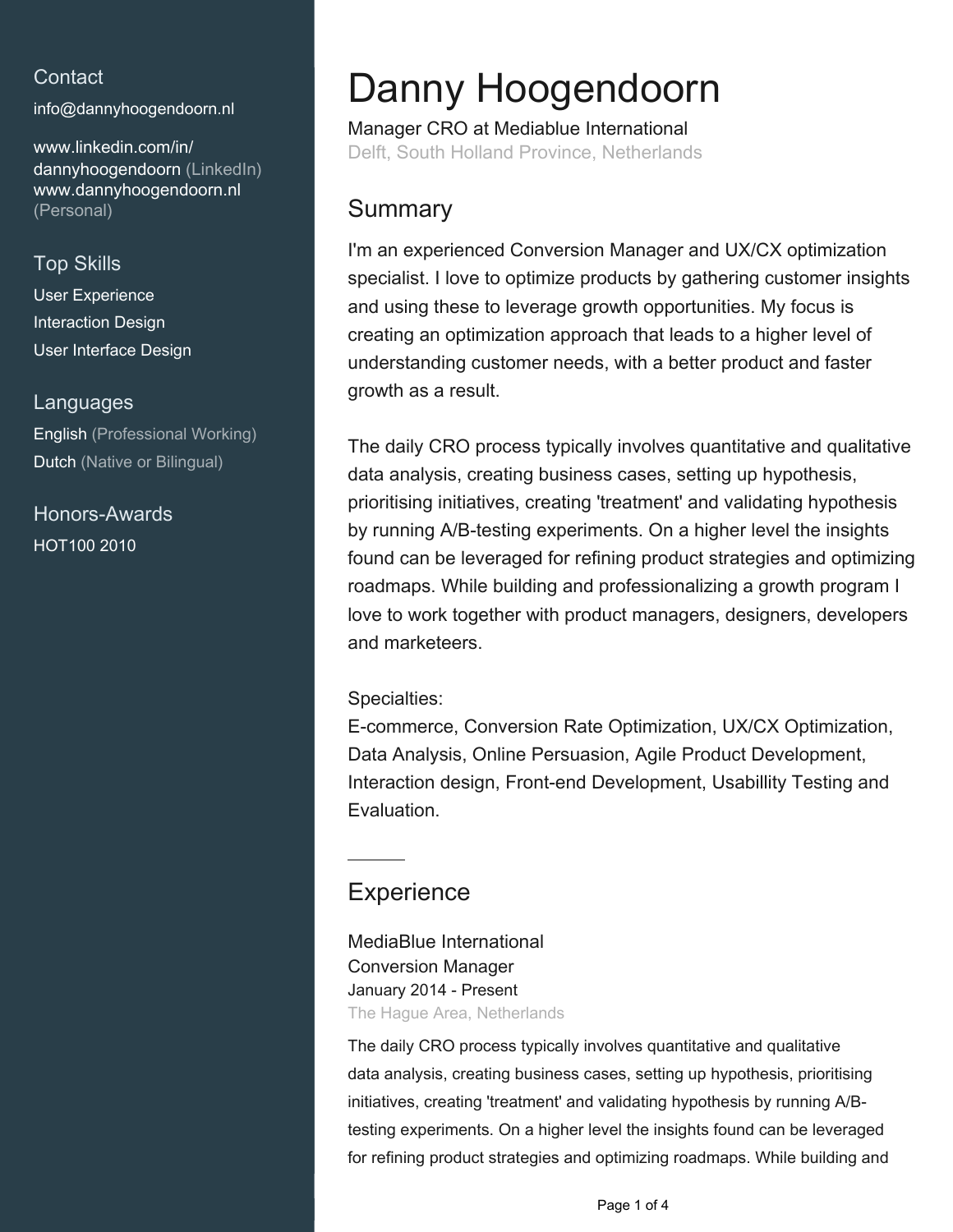## Contact

info@dannyhoogendoorn.nl

www.linkedin.com/in/dannyhoogendoorn (LinkedIn)
www.dannyhoogendoorn.nl (Personal)

## Top Skills

User Experience
Interaction Design
User Interface Design

## Languages

English (Professional Working)
Dutch (Native or Bilingual)

## Honors-Awards

HOT100 2010

# Danny Hoogendoorn

Manager CRO at Mediablue International
Delft, South Holland Province, Netherlands

## Summary

I'm an experienced Conversion Manager and UX/CX optimization specialist. I love to optimize products by gathering customer insights and using these to leverage growth opportunities. My focus is creating an optimization approach that leads to a higher level of understanding customer needs, with a better product and faster growth as a result.

The daily CRO process typically involves quantitative and qualitative data analysis, creating business cases, setting up hypothesis, prioritising initiatives, creating 'treatment' and validating hypothesis by running A/B-testing experiments. On a higher level the insights found can be leveraged for refining product strategies and optimizing roadmaps. While building and professionalizing a growth program I love to work together with product managers, designers, developers and marketeers.

Specialties:
E-commerce, Conversion Rate Optimization, UX/CX Optimization, Data Analysis, Online Persuasion, Agile Product Development, Interaction design, Front-end Development, Usabillity Testing and Evaluation.

## Experience

### MediaBlue International

Conversion Manager
January 2014 - Present
The Hague Area, Netherlands

The daily CRO process typically involves quantitative and qualitative data analysis, creating business cases, setting up hypothesis, prioritising initiatives, creating 'treatment' and validating hypothesis by running A/B-testing experiments. On a higher level the insights found can be leveraged for refining product strategies and optimizing roadmaps. While building and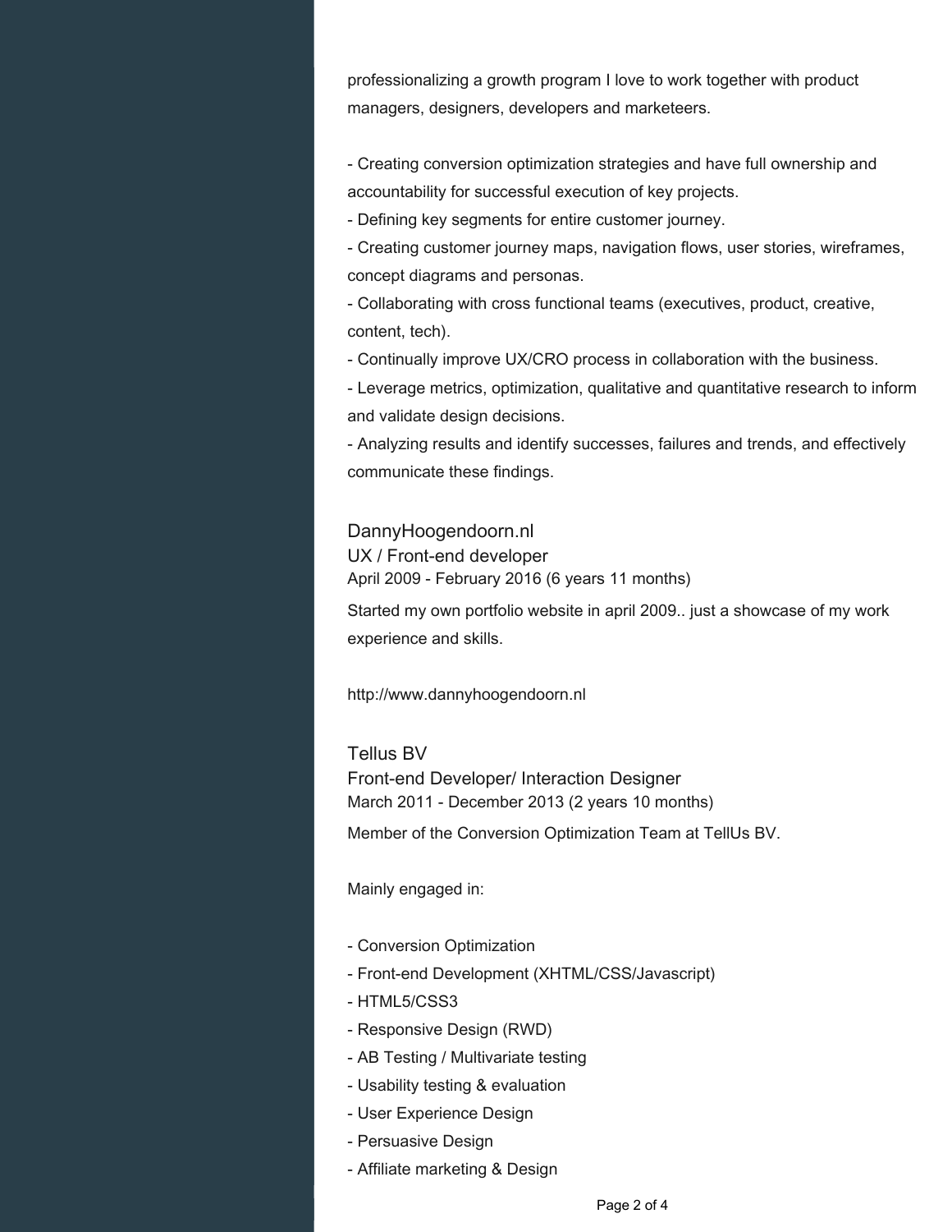professionalizing a growth program I love to work together with product managers, designers, developers and marketeers.

- Creating conversion optimization strategies and have full ownership and accountability for successful execution of key projects.
- Defining key segments for entire customer journey.
- Creating customer journey maps, navigation flows, user stories, wireframes, concept diagrams and personas.
- Collaborating with cross functional teams (executives, product, creative, content, tech).
- Continually improve UX/CRO process in collaboration with the business.
- Leverage metrics, optimization, qualitative and quantitative research to inform and validate design decisions.
- Analyzing results and identify successes, failures and trends, and effectively communicate these findings.

### DannyHoogendoorn.nl
UX / Front-end developer
April 2009 - February 2016 (6 years 11 months)

Started my own portfolio website in april 2009.. just a showcase of my work experience and skills.

http://www.dannyhoogendoorn.nl

### Tellus BV
Front-end Developer/ Interaction Designer
March 2011 - December 2013 (2 years 10 months)

Member of the Conversion Optimization Team at TellUs BV.

Mainly engaged in:

- Conversion Optimization
- Front-end Development (XHTML/CSS/Javascript)
- HTML5/CSS3
- Responsive Design (RWD)
- AB Testing / Multivariate testing
- Usability testing & evaluation
- User Experience Design
- Persuasive Design
- Affiliate marketing & Design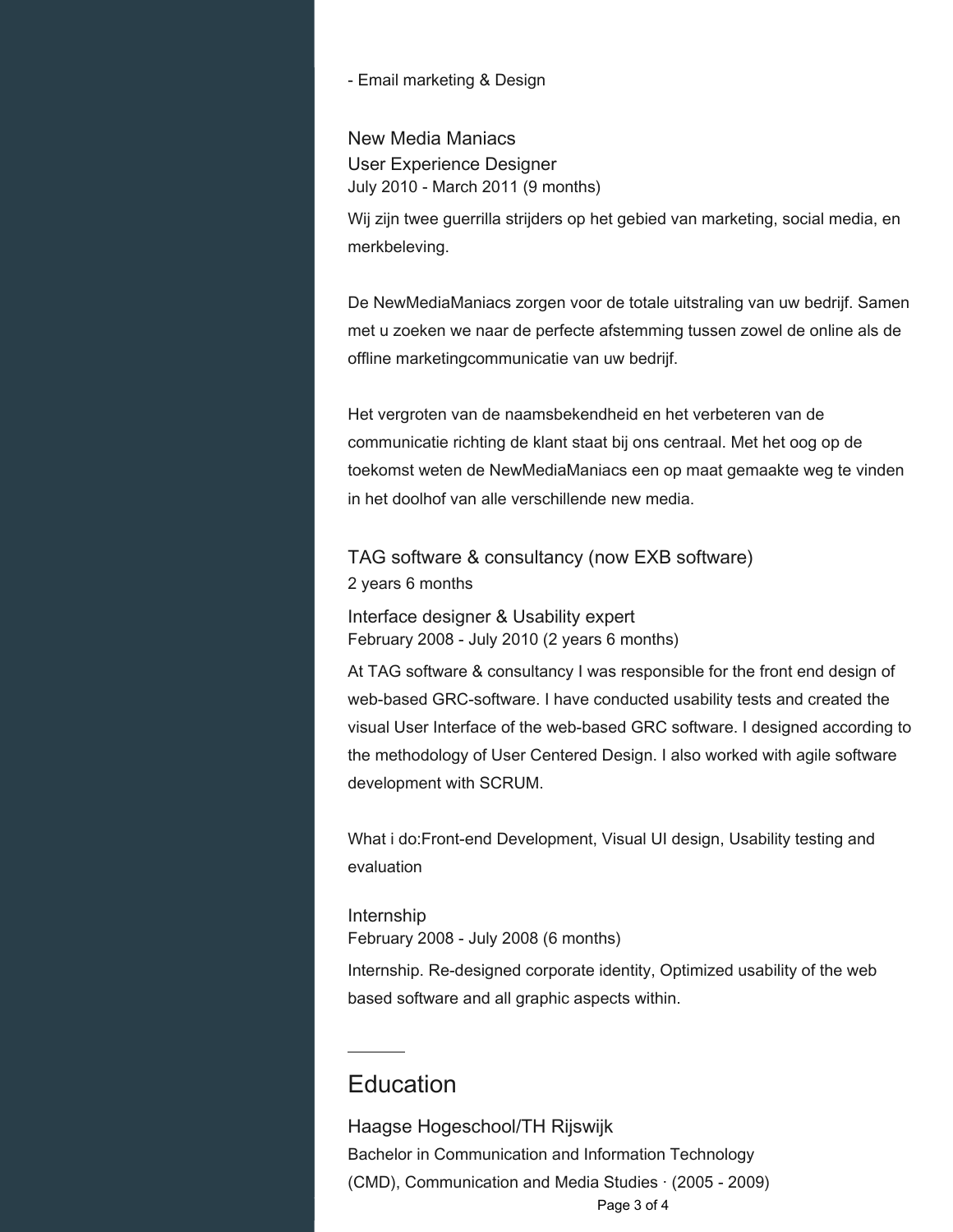- Email marketing & Design

### New Media Maniacs

User Experience Designer
July 2010 - March 2011 (9 months)

Wij zijn twee guerrilla strijders op het gebied van marketing, social media, en merkbeleving.

De NewMediaManiacs zorgen voor de totale uitstraling van uw bedrijf. Samen met u zoeken we naar de perfecte afstemming tussen zowel de online als de offline marketingcommunicatie van uw bedrijf.

Het vergroten van de naamsbekendheid en het verbeteren van de communicatie richting de klant staat bij ons centraal. Met het oog op de toekomst weten de NewMediaManiacs een op maat gemaakte weg te vinden in het doolhof van alle verschillende new media.

### TAG software & consultancy (now EXB software)

2 years 6 months

Interface designer & Usability expert
February 2008 - July 2010 (2 years 6 months)

At TAG software & consultancy I was responsible for the front end design of web-based GRC-software. I have conducted usability tests and created the visual User Interface of the web-based GRC software. I designed according to the methodology of User Centered Design. I also worked with agile software development with SCRUM.

What i do:Front-end Development, Visual UI design, Usability testing and evaluation

Internship
February 2008 - July 2008 (6 months)

Internship. Re-designed corporate identity, Optimized usability of the web based software and all graphic aspects within.

## Education

### Haagse Hogeschool/TH Rijswijk

Bachelor in Communication and Information Technology (CMD), Communication and Media Studies · (2005 - 2009)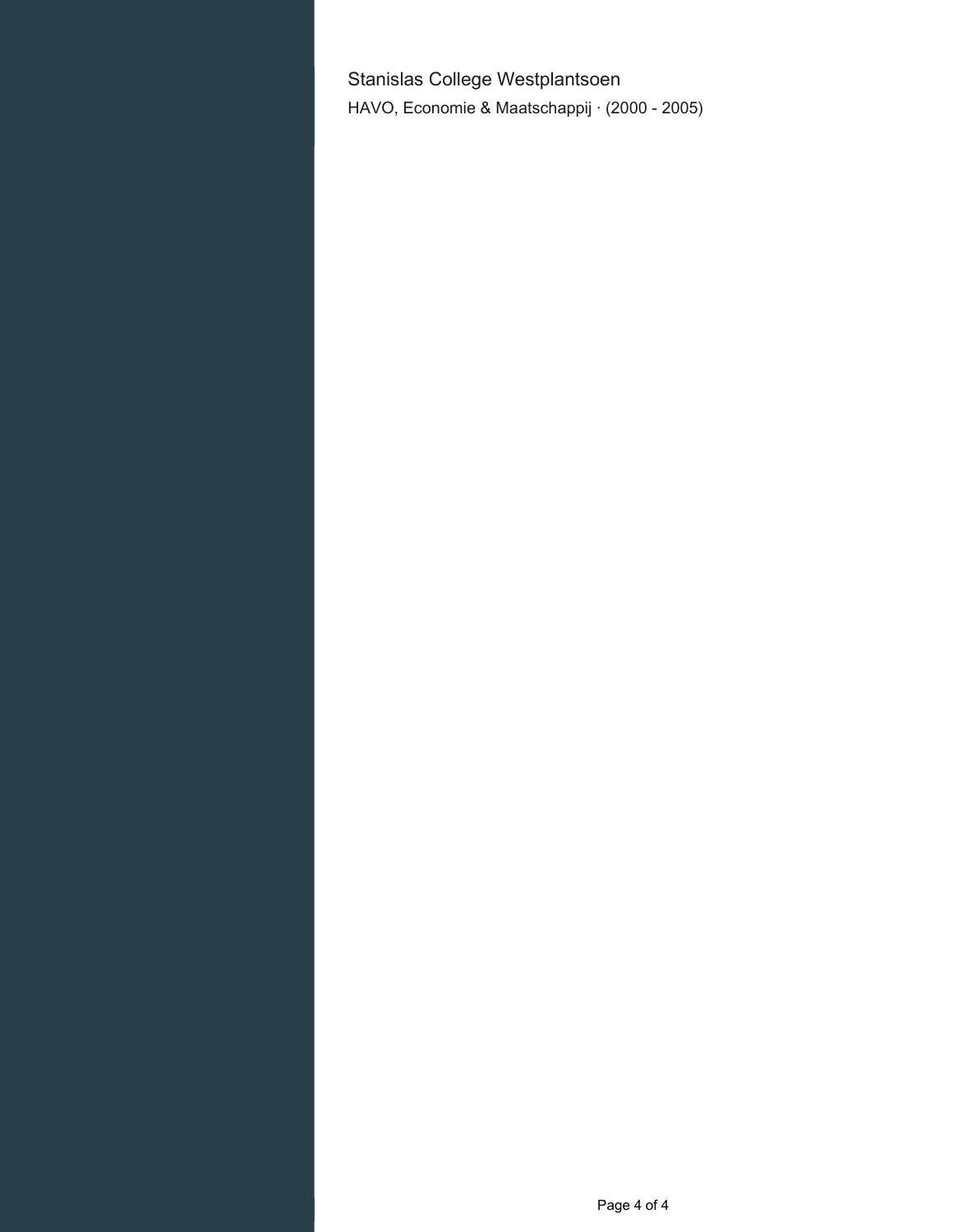Stanislas College Westplantsoen

HAVO, Economie & Maatschappij · (2000 - 2005)